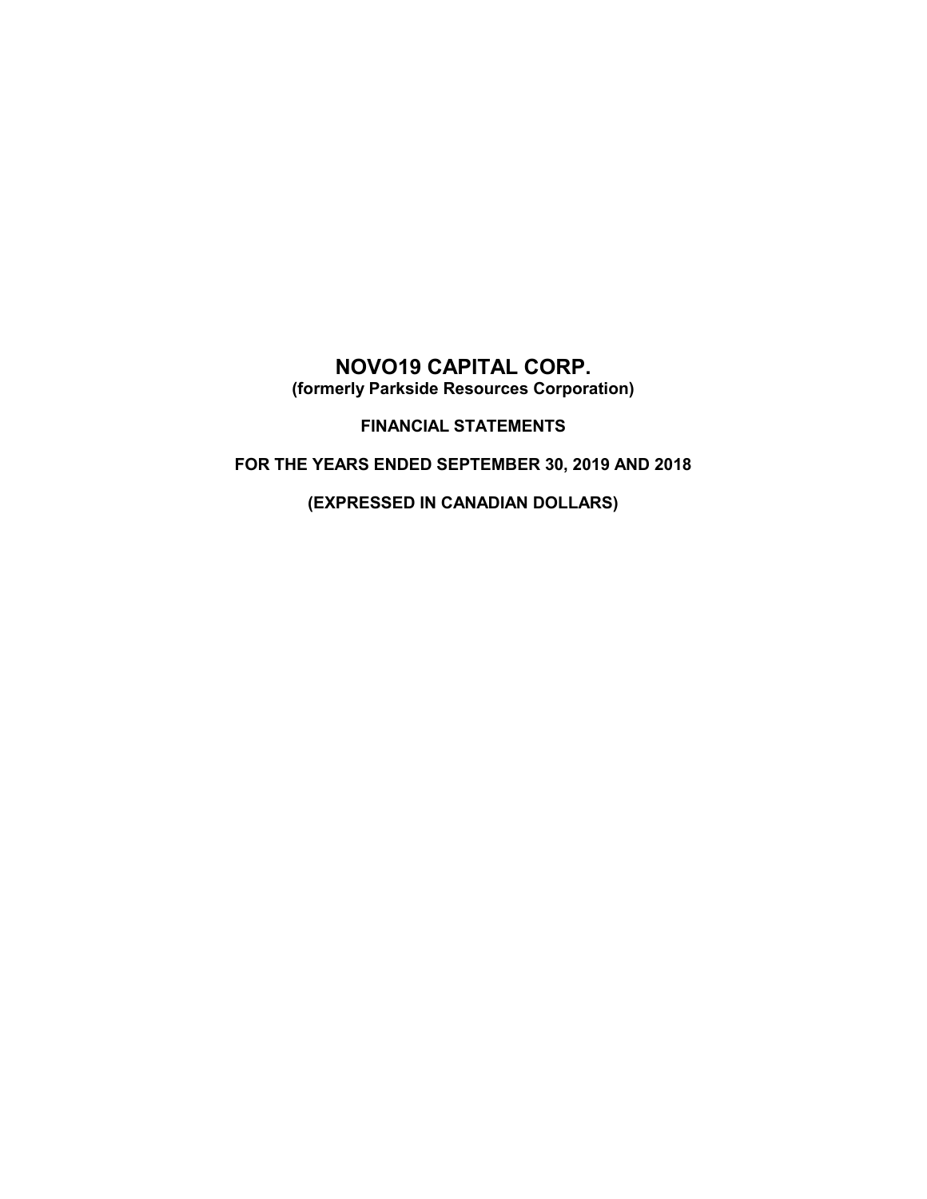# NOVO19 CAPITAL CORP.

**(formerly Parkside Resources Corporation)**

## FINANCIAL STATEMENTS

## FOR THE YEARS ENDED SEPTEMBER 30, 2019 AND 2018

## (EXPRESSED IN CANADIAN DOLLARS)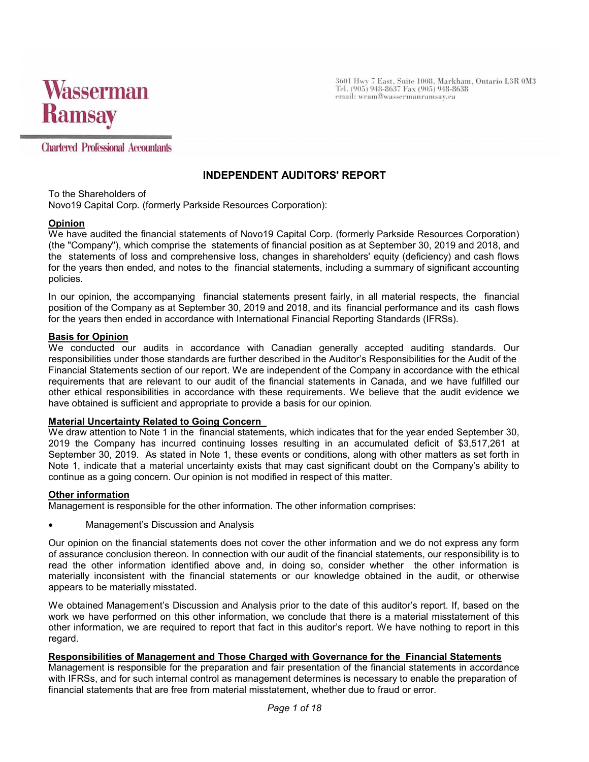Wasserman Ramsay

Chartered Professional Accountants

3601 Hwy 7 East, Suite 1008, Markham, Ontario L3R 0M3
Tel. (905) 948-8637 Fax (905) 948-8638
email: wram@wassermanramsay.ca

# INDEPENDENT AUDITORS' REPORT

To the Shareholders of
Novo19 Capital Corp. (formerly Parkside Resources Corporation):

**Opinion**

We have audited the financial statements of Novo19 Capital Corp. (formerly Parkside Resources Corporation) (the "Company"), which comprise the statements of financial position as at September 30, 2019 and 2018, and the statements of loss and comprehensive loss, changes in shareholders' equity (deficiency) and cash flows for the years then ended, and notes to the financial statements, including a summary of significant accounting policies.

In our opinion, the accompanying financial statements present fairly, in all material respects, the financial position of the Company as at September 30, 2019 and 2018, and its financial performance and its cash flows for the years then ended in accordance with International Financial Reporting Standards (IFRSs).

**Basis for Opinion**

We conducted our audits in accordance with Canadian generally accepted auditing standards. Our responsibilities under those standards are further described in the Auditor's Responsibilities for the Audit of the Financial Statements section of our report. We are independent of the Company in accordance with the ethical requirements that are relevant to our audit of the financial statements in Canada, and we have fulfilled our other ethical responsibilities in accordance with these requirements. We believe that the audit evidence we have obtained is sufficient and appropriate to provide a basis for our opinion.

**Material Uncertainty Related to Going Concern**

We draw attention to Note 1 in the financial statements, which indicates that for the year ended September 30, 2019 the Company has incurred continuing losses resulting in an accumulated deficit of $3,517,261 at September 30, 2019. As stated in Note 1, these events or conditions, along with other matters as set forth in Note 1, indicate that a material uncertainty exists that may cast significant doubt on the Company's ability to continue as a going concern. Our opinion is not modified in respect of this matter.

**Other information**

Management is responsible for the other information. The other information comprises:

- Management's Discussion and Analysis

Our opinion on the financial statements does not cover the other information and we do not express any form of assurance conclusion thereon. In connection with our audit of the financial statements, our responsibility is to read the other information identified above and, in doing so, consider whether the other information is materially inconsistent with the financial statements or our knowledge obtained in the audit, or otherwise appears to be materially misstated.

We obtained Management's Discussion and Analysis prior to the date of this auditor's report. If, based on the work we have performed on this other information, we conclude that there is a material misstatement of this other information, we are required to report that fact in this auditor's report. We have nothing to report in this regard.

**Responsibilities of Management and Those Charged with Governance for the Financial Statements**

Management is responsible for the preparation and fair presentation of the financial statements in accordance with IFRSs, and for such internal control as management determines is necessary to enable the preparation of financial statements that are free from material misstatement, whether due to fraud or error.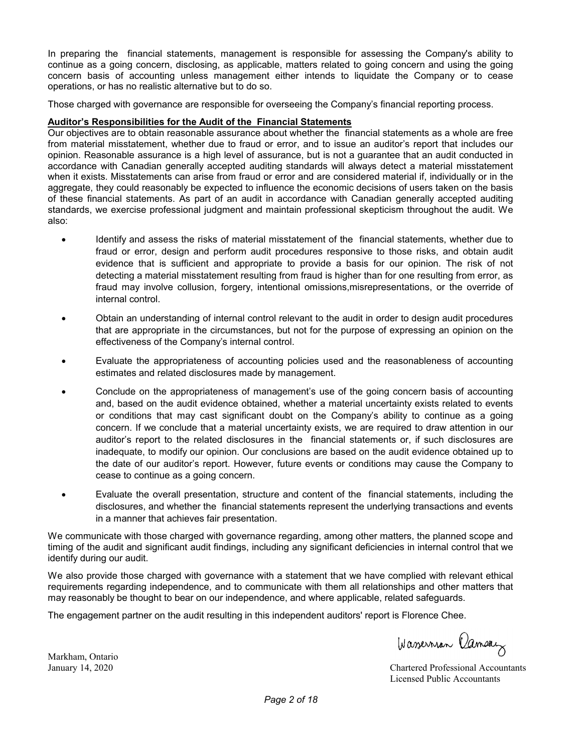In preparing the financial statements, management is responsible for assessing the Company's ability to continue as a going concern, disclosing, as applicable, matters related to going concern and using the going concern basis of accounting unless management either intends to liquidate the Company or to cease operations, or has no realistic alternative but to do so.

Those charged with governance are responsible for overseeing the Company's financial reporting process.

**Auditor's Responsibilities for the Audit of the Financial Statements**

Our objectives are to obtain reasonable assurance about whether the financial statements as a whole are free from material misstatement, whether due to fraud or error, and to issue an auditor's report that includes our opinion. Reasonable assurance is a high level of assurance, but is not a guarantee that an audit conducted in accordance with Canadian generally accepted auditing standards will always detect a material misstatement when it exists. Misstatements can arise from fraud or error and are considered material if, individually or in the aggregate, they could reasonably be expected to influence the economic decisions of users taken on the basis of these financial statements. As part of an audit in accordance with Canadian generally accepted auditing standards, we exercise professional judgment and maintain professional skepticism throughout the audit. We also:

- Identify and assess the risks of material misstatement of the financial statements, whether due to fraud or error, design and perform audit procedures responsive to those risks, and obtain audit evidence that is sufficient and appropriate to provide a basis for our opinion. The risk of not detecting a material misstatement resulting from fraud is higher than for one resulting from error, as fraud may involve collusion, forgery, intentional omissions,misrepresentations, or the override of internal control.
- Obtain an understanding of internal control relevant to the audit in order to design audit procedures that are appropriate in the circumstances, but not for the purpose of expressing an opinion on the effectiveness of the Company's internal control.
- Evaluate the appropriateness of accounting policies used and the reasonableness of accounting estimates and related disclosures made by management.
- Conclude on the appropriateness of management's use of the going concern basis of accounting and, based on the audit evidence obtained, whether a material uncertainty exists related to events or conditions that may cast significant doubt on the Company's ability to continue as a going concern. If we conclude that a material uncertainty exists, we are required to draw attention in our auditor's report to the related disclosures in the financial statements or, if such disclosures are inadequate, to modify our opinion. Our conclusions are based on the audit evidence obtained up to the date of our auditor's report. However, future events or conditions may cause the Company to cease to continue as a going concern.
- Evaluate the overall presentation, structure and content of the financial statements, including the disclosures, and whether the financial statements represent the underlying transactions and events in a manner that achieves fair presentation.

We communicate with those charged with governance regarding, among other matters, the planned scope and timing of the audit and significant audit findings, including any significant deficiencies in internal control that we identify during our audit.

We also provide those charged with governance with a statement that we have complied with relevant ethical requirements regarding independence, and to communicate with them all relationships and other matters that may reasonably be thought to bear on our independence, and where applicable, related safeguards.

The engagement partner on the audit resulting in this independent auditors' report is Florence Chee.

Wasserman Ramsay

Markham, Ontario
January 14, 2020

Chartered Professional Accountants
Licensed Public Accountants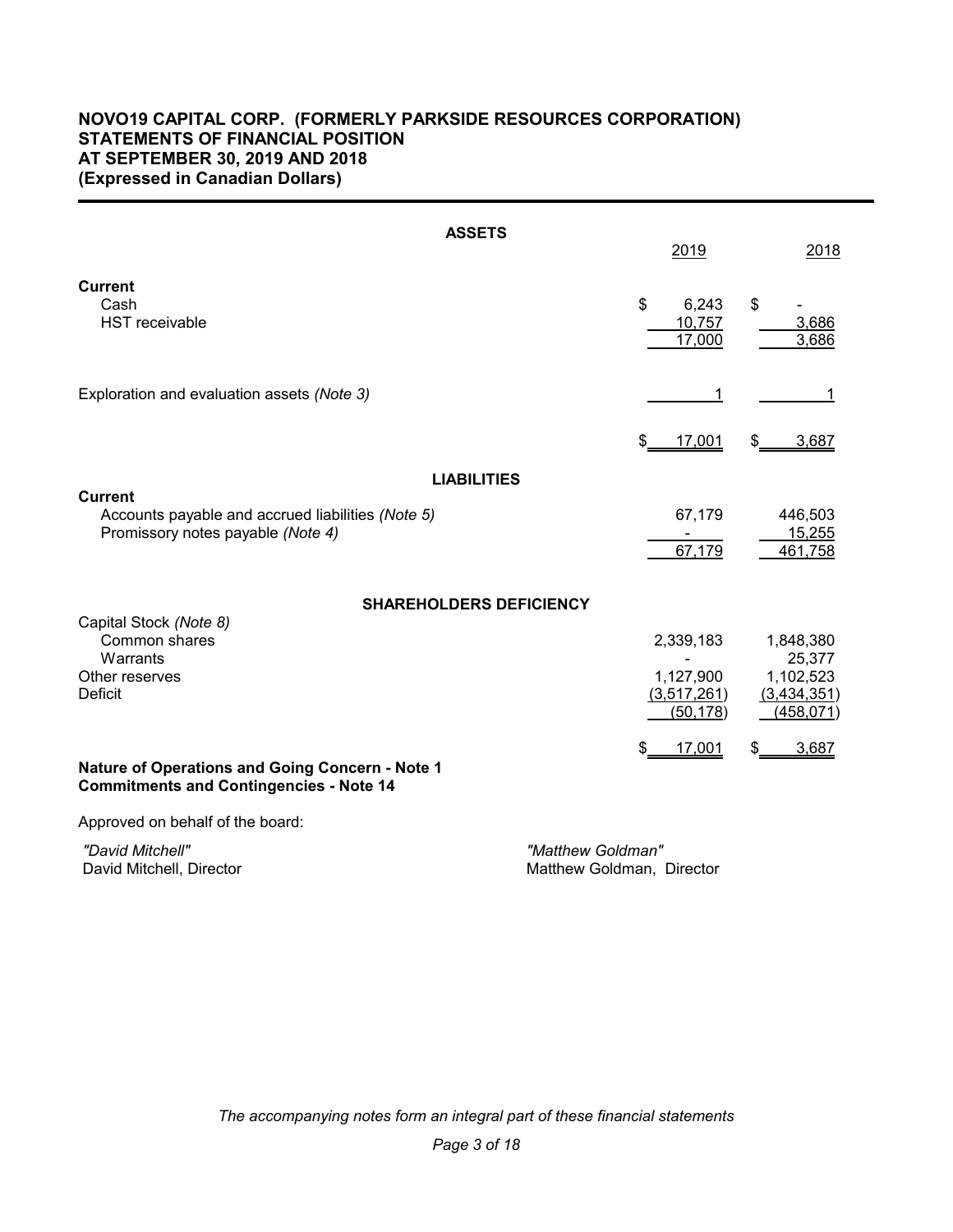# NOVO19 CAPITAL CORP. (FORMERLY PARKSIDE RESOURCES CORPORATION)
## STATEMENTS OF FINANCIAL POSITION
## AT SEPTEMBER 30, 2019 AND 2018
## (Expressed in Canadian Dollars)

| | 2019 | 2018 |
|---|---|---|
| **ASSETS** | | |
| **Current** | | |
| Cash | $ 6,243 | $ - |
| HST receivable | 10,757 | 3,686 |
| | 17,000 | 3,686 |
| Exploration and evaluation assets *(Note 3)* | 1 | 1 |
| | $ 17,001 | $ 3,687 |
| **LIABILITIES** | | |
| **Current** | | |
| Accounts payable and accrued liabilities *(Note 5)* | 67,179 | 446,503 |
| Promissory notes payable *(Note 4)* | - | 15,255 |
| | 67,179 | 461,758 |
| **SHAREHOLDERS DEFICIENCY** | | |
| Capital Stock *(Note 8)* | | |
| Common shares | 2,339,183 | 1,848,380 |
| Warrants | - | 25,377 |
| Other reserves | 1,127,900 | 1,102,523 |
| Deficit | (3,517,261) | (3,434,351) |
| | (50,178) | (458,071) |
| | $ 17,001 | $ 3,687 |

**Nature of Operations and Going Concern - Note 1**
**Commitments and Contingencies - Note 14**

Approved on behalf of the board:

*"David Mitchell"*
David Mitchell, Director

*"Matthew Goldman"*
Matthew Goldman, Director

*The accompanying notes form an integral part of these financial statements*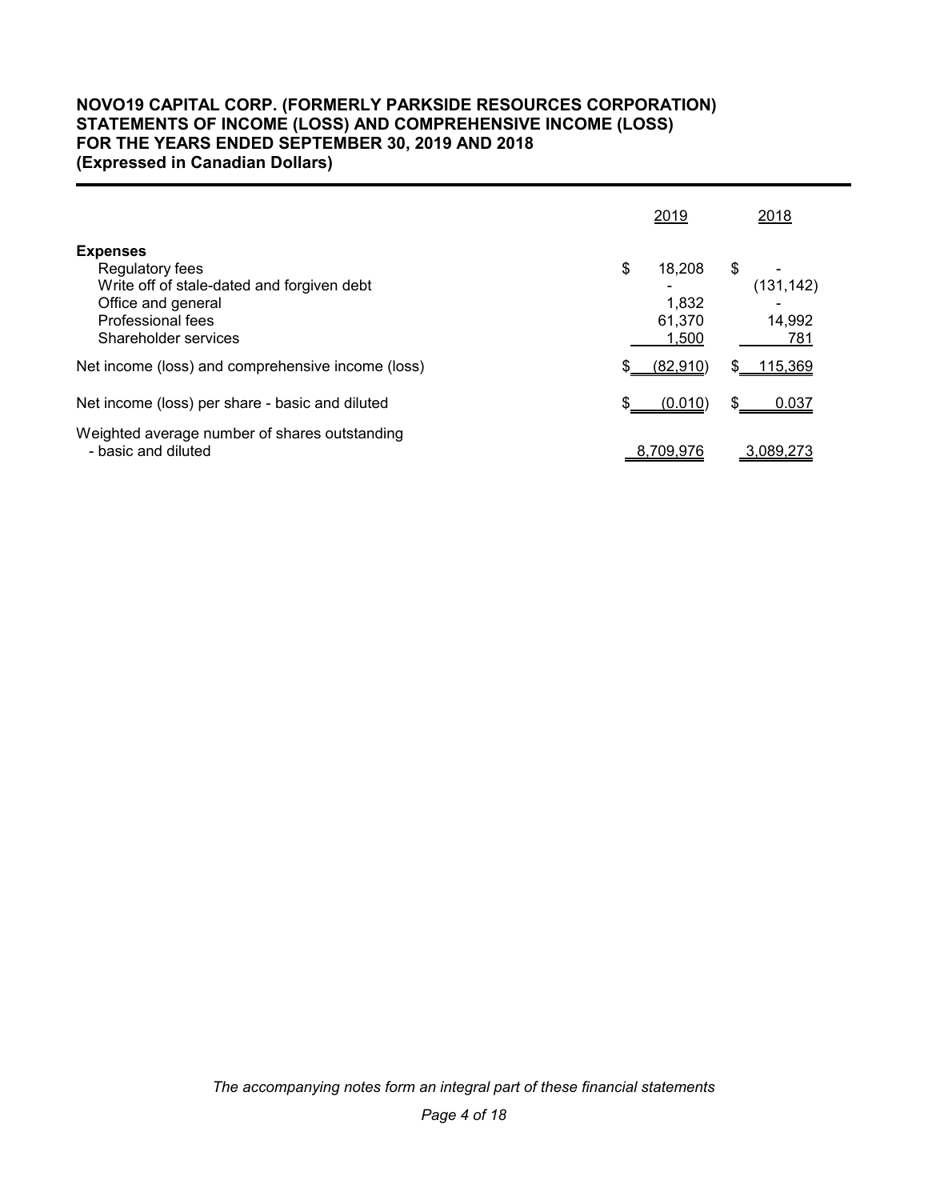**NOVO19 CAPITAL CORP. (FORMERLY PARKSIDE RESOURCES CORPORATION)**
**STATEMENTS OF INCOME (LOSS) AND COMPREHENSIVE INCOME (LOSS)**
**FOR THE YEARS ENDED SEPTEMBER 30, 2019 AND 2018**
**(Expressed in Canadian Dollars)**

| | 2019 | 2018 |
|---|---|---|
| **Expenses** | | |
| Regulatory fees | $ 18,208 | $ - |
| Write off of stale-dated and forgiven debt | - | (131,142) |
| Office and general | 1,832 | - |
| Professional fees | 61,370 | 14,992 |
| Shareholder services | 1,500 | 781 |
| Net income (loss) and comprehensive income (loss) | $ (82,910) | $ 115,369 |
| Net income (loss) per share - basic and diluted | $ (0.010) | $ 0.037 |
| Weighted average number of shares outstanding - basic and diluted | 8,709,976 | 3,089,273 |

*The accompanying notes form an integral part of these financial statements*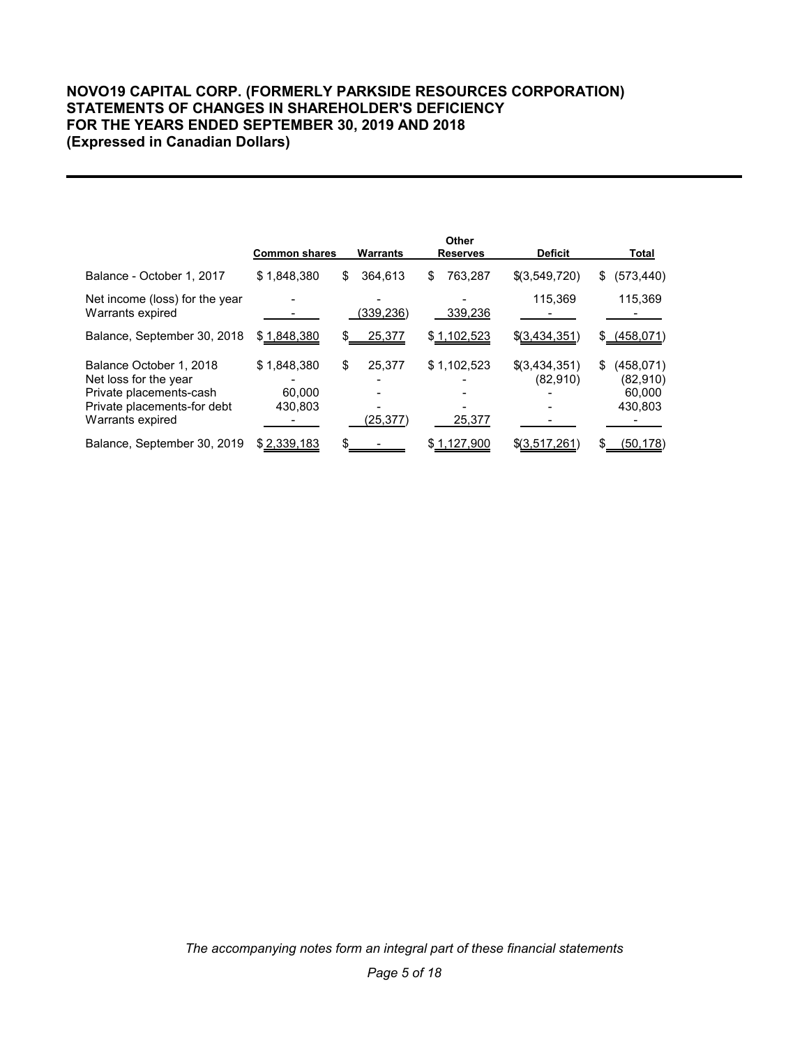# NOVO19 CAPITAL CORP. (FORMERLY PARKSIDE RESOURCES CORPORATION)
## STATEMENTS OF CHANGES IN SHAREHOLDER'S DEFICIENCY
## FOR THE YEARS ENDED SEPTEMBER 30, 2019 AND 2018
## (Expressed in Canadian Dollars)

| | Common shares | Warrants | Other Reserves | Deficit | Total |
|---|---|---|---|---|---|
| Balance - October 1, 2017 | $ 1,848,380 | $ 364,613 | $ 763,287 | $(3,549,720) | $ (573,440) |
| Net income (loss) for the year | - | - | - | 115,369 | 115,369 |
| Warrants expired | - | (339,236) | 339,236 | - | - |
| Balance, September 30, 2018 | $ 1,848,380 | $ 25,377 | $ 1,102,523 | $(3,434,351) | $ (458,071) |
| Balance October 1, 2018 | $ 1,848,380 | $ 25,377 | $ 1,102,523 | $(3,434,351) | $ (458,071) |
| Net loss for the year | - | - | - | (82,910) | (82,910) |
| Private placements-cash | 60,000 | - | - | - | 60,000 |
| Private placements-for debt | 430,803 | - | - | - | 430,803 |
| Warrants expired | - | (25,377) | 25,377 | - | - |
| Balance, September 30, 2019 | $ 2,339,183 | $ - | $ 1,127,900 | $(3,517,261) | $ (50,178) |

*The accompanying notes form an integral part of these financial statements*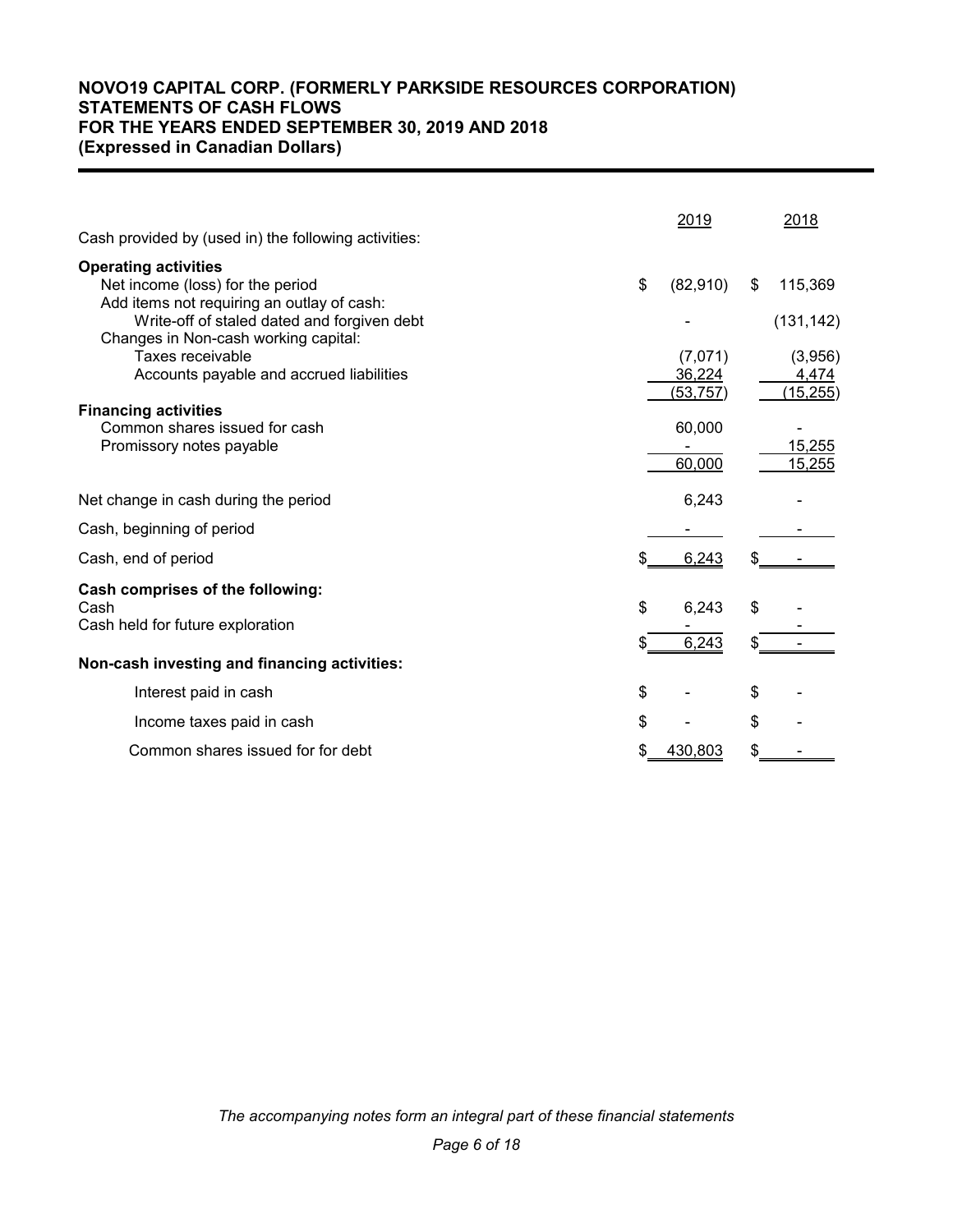# NOVO19 CAPITAL CORP. (FORMERLY PARKSIDE RESOURCES CORPORATION)
## STATEMENTS OF CASH FLOWS
## FOR THE YEARS ENDED SEPTEMBER 30, 2019 AND 2018
## (Expressed in Canadian Dollars)

| | 2019 | 2018 |
|---|---|---|
| Cash provided by (used in) the following activities: | | |
| **Operating activities** | | |
| Net income (loss) for the period | $ (82,910) | $ 115,369 |
| Add items not requiring an outlay of cash: | | |
| Write-off of staled dated and forgiven debt | - | (131,142) |
| Changes in Non-cash working capital: | | |
| Taxes receivable | (7,071) | (3,956) |
| Accounts payable and accrued liabilities | 36,224 | 4,474 |
| | (53,757) | (15,255) |
| **Financing activities** | | |
| Common shares issued for cash | 60,000 | - |
| Promissory notes payable | - | 15,255 |
| | 60,000 | 15,255 |
| Net change in cash during the period | 6,243 | - |
| Cash, beginning of period | - | - |
| Cash, end of period | $ 6,243 | $ - |
| **Cash comprises of the following:** | | |
| Cash | $ 6,243 | $ - |
| Cash held for future exploration | - | - |
| | $ 6,243 | $ - |
| **Non-cash investing and financing activities:** | | |
| Interest paid in cash | $ - | $ - |
| Income taxes paid in cash | $ - | $ - |
| Common shares issued for for debt | $ 430,803 | $ - |

*The accompanying notes form an integral part of these financial statements*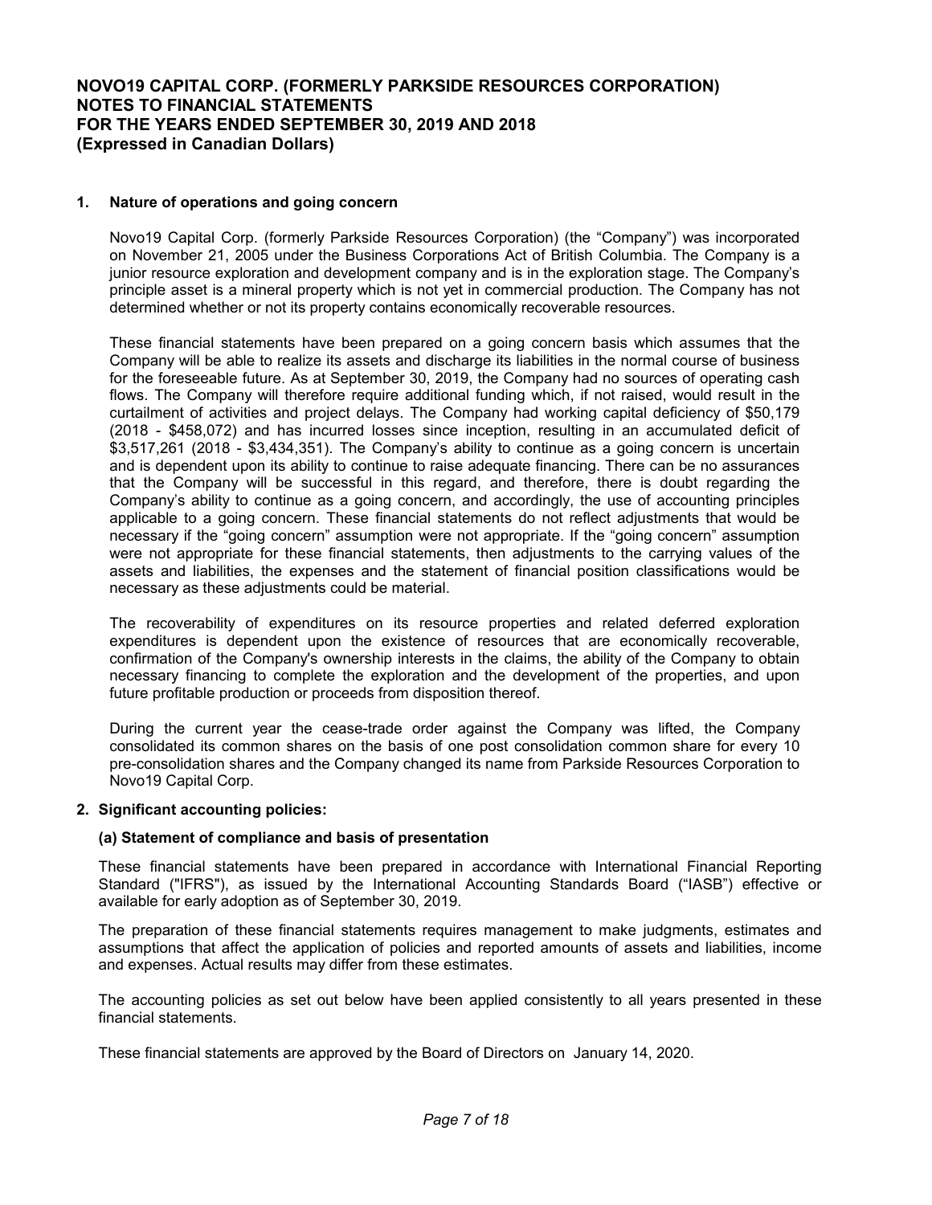## 1. Nature of operations and going concern

Novo19 Capital Corp. (formerly Parkside Resources Corporation) (the "Company") was incorporated on November 21, 2005 under the Business Corporations Act of British Columbia. The Company is a junior resource exploration and development company and is in the exploration stage. The Company's principle asset is a mineral property which is not yet in commercial production. The Company has not determined whether or not its property contains economically recoverable resources.

These financial statements have been prepared on a going concern basis which assumes that the Company will be able to realize its assets and discharge its liabilities in the normal course of business for the foreseeable future. As at September 30, 2019, the Company had no sources of operating cash flows. The Company will therefore require additional funding which, if not raised, would result in the curtailment of activities and project delays. The Company had working capital deficiency of $50,179 (2018 - $458,072) and has incurred losses since inception, resulting in an accumulated deficit of $3,517,261 (2018 - $3,434,351). The Company's ability to continue as a going concern is uncertain and is dependent upon its ability to continue to raise adequate financing. There can be no assurances that the Company will be successful in this regard, and therefore, there is doubt regarding the Company's ability to continue as a going concern, and accordingly, the use of accounting principles applicable to a going concern. These financial statements do not reflect adjustments that would be necessary if the "going concern" assumption were not appropriate. If the "going concern" assumption were not appropriate for these financial statements, then adjustments to the carrying values of the assets and liabilities, the expenses and the statement of financial position classifications would be necessary as these adjustments could be material.

The recoverability of expenditures on its resource properties and related deferred exploration expenditures is dependent upon the existence of resources that are economically recoverable, confirmation of the Company's ownership interests in the claims, the ability of the Company to obtain necessary financing to complete the exploration and the development of the properties, and upon future profitable production or proceeds from disposition thereof.

During the current year the cease-trade order against the Company was lifted, the Company consolidated its common shares on the basis of one post consolidation common share for every 10 pre-consolidation shares and the Company changed its name from Parkside Resources Corporation to Novo19 Capital Corp.

## 2. Significant accounting policies:

### (a) Statement of compliance and basis of presentation

These financial statements have been prepared in accordance with International Financial Reporting Standard ("IFRS"), as issued by the International Accounting Standards Board ("IASB") effective or available for early adoption as of September 30, 2019.

The preparation of these financial statements requires management to make judgments, estimates and assumptions that affect the application of policies and reported amounts of assets and liabilities, income and expenses. Actual results may differ from these estimates.

The accounting policies as set out below have been applied consistently to all years presented in these financial statements.

These financial statements are approved by the Board of Directors on January 14, 2020.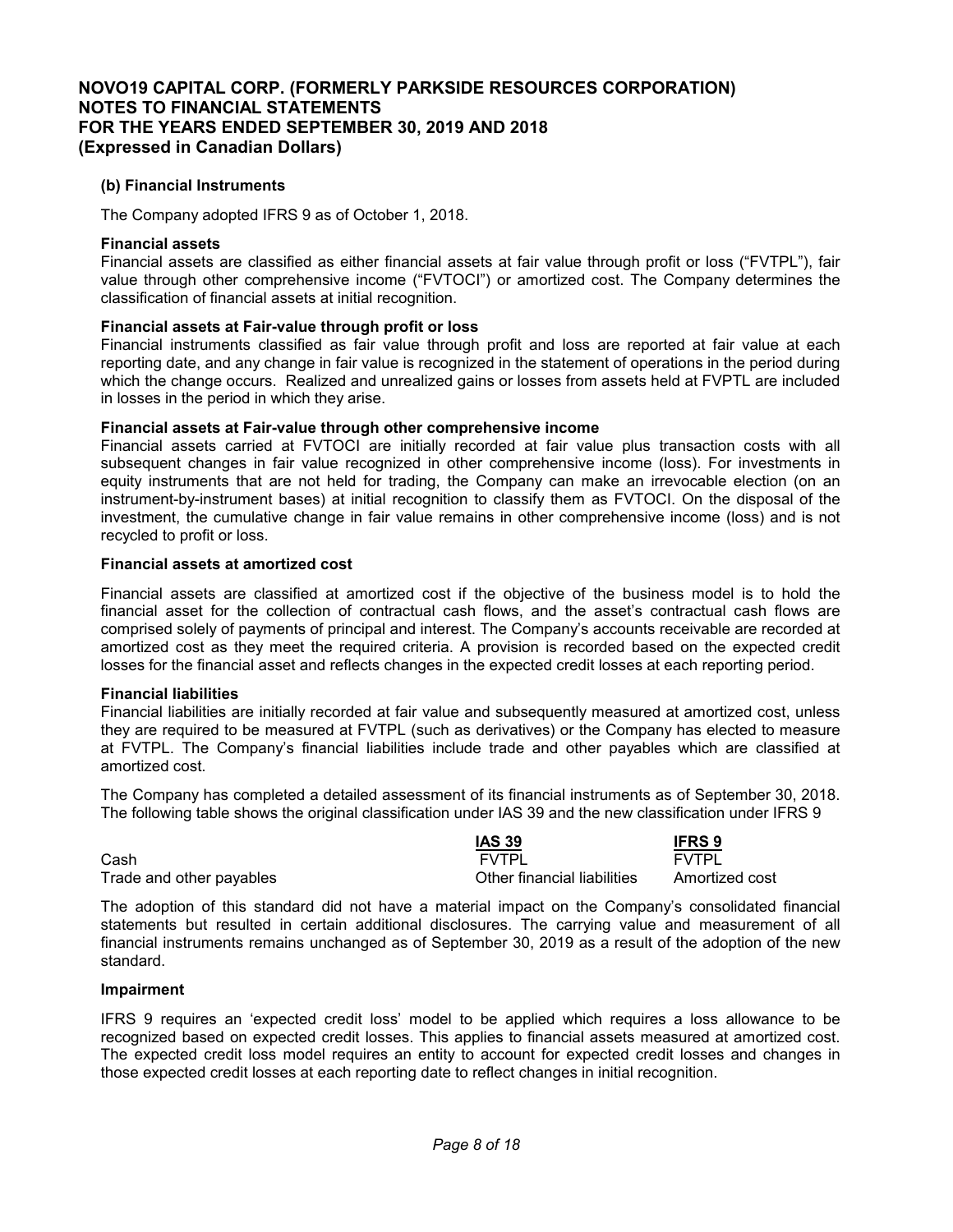### (b) Financial Instruments

The Company adopted IFRS 9 as of October 1, 2018.

**Financial assets**

Financial assets are classified as either financial assets at fair value through profit or loss ("FVTPL"), fair value through other comprehensive income ("FVTOCI") or amortized cost. The Company determines the classification of financial assets at initial recognition.

**Financial assets at Fair-value through profit or loss**

Financial instruments classified as fair value through profit and loss are reported at fair value at each reporting date, and any change in fair value is recognized in the statement of operations in the period during which the change occurs. Realized and unrealized gains or losses from assets held at FVPTL are included in losses in the period in which they arise.

**Financial assets at Fair-value through other comprehensive income**

Financial assets carried at FVTOCI are initially recorded at fair value plus transaction costs with all subsequent changes in fair value recognized in other comprehensive income (loss). For investments in equity instruments that are not held for trading, the Company can make an irrevocable election (on an instrument-by-instrument bases) at initial recognition to classify them as FVTOCI. On the disposal of the investment, the cumulative change in fair value remains in other comprehensive income (loss) and is not recycled to profit or loss.

**Financial assets at amortized cost**

Financial assets are classified at amortized cost if the objective of the business model is to hold the financial asset for the collection of contractual cash flows, and the asset's contractual cash flows are comprised solely of payments of principal and interest. The Company's accounts receivable are recorded at amortized cost as they meet the required criteria. A provision is recorded based on the expected credit losses for the financial asset and reflects changes in the expected credit losses at each reporting period.

**Financial liabilities**

Financial liabilities are initially recorded at fair value and subsequently measured at amortized cost, unless they are required to be measured at FVTPL (such as derivatives) or the Company has elected to measure at FVTPL. The Company's financial liabilities include trade and other payables which are classified at amortized cost.

The Company has completed a detailed assessment of its financial instruments as of September 30, 2018. The following table shows the original classification under IAS 39 and the new classification under IFRS 9

| | IAS 39 | IFRS 9 |
|---|---|---|
| Cash | FVTPL | FVTPL |
| Trade and other payables | Other financial liabilities | Amortized cost |

The adoption of this standard did not have a material impact on the Company's consolidated financial statements but resulted in certain additional disclosures. The carrying value and measurement of all financial instruments remains unchanged as of September 30, 2019 as a result of the adoption of the new standard.

**Impairment**

IFRS 9 requires an 'expected credit loss' model to be applied which requires a loss allowance to be recognized based on expected credit losses. This applies to financial assets measured at amortized cost. The expected credit loss model requires an entity to account for expected credit losses and changes in those expected credit losses at each reporting date to reflect changes in initial recognition.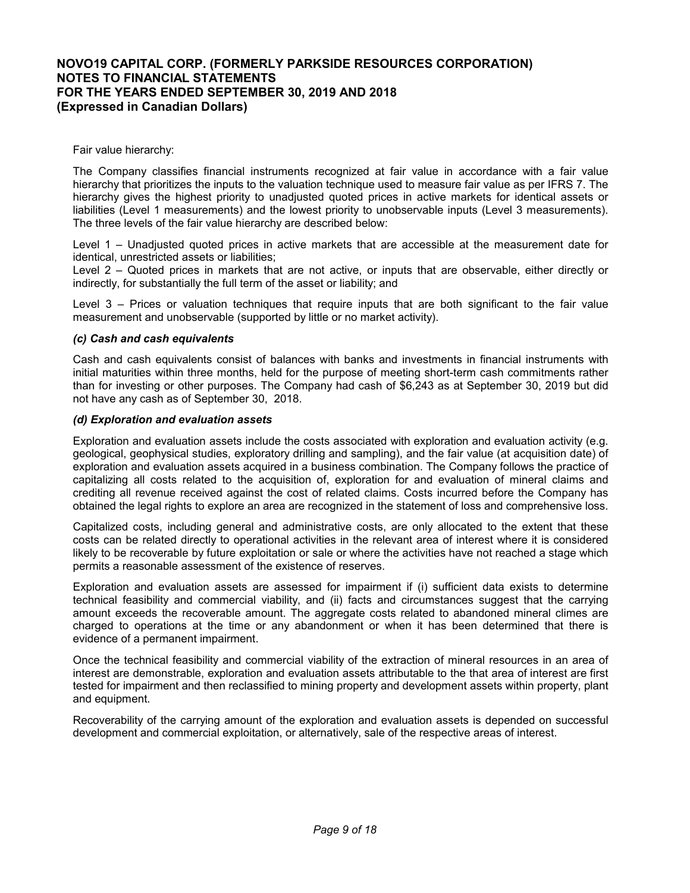Fair value hierarchy:

The Company classifies financial instruments recognized at fair value in accordance with a fair value hierarchy that prioritizes the inputs to the valuation technique used to measure fair value as per IFRS 7. The hierarchy gives the highest priority to unadjusted quoted prices in active markets for identical assets or liabilities (Level 1 measurements) and the lowest priority to unobservable inputs (Level 3 measurements). The three levels of the fair value hierarchy are described below:

Level 1 – Unadjusted quoted prices in active markets that are accessible at the measurement date for identical, unrestricted assets or liabilities;

Level 2 – Quoted prices in markets that are not active, or inputs that are observable, either directly or indirectly, for substantially the full term of the asset or liability; and

Level 3 – Prices or valuation techniques that require inputs that are both significant to the fair value measurement and unobservable (supported by little or no market activity).

### *(c) Cash and cash equivalents*

Cash and cash equivalents consist of balances with banks and investments in financial instruments with initial maturities within three months, held for the purpose of meeting short-term cash commitments rather than for investing or other purposes. The Company had cash of $6,243 as at September 30, 2019 but did not have any cash as of September 30, 2018.

### *(d) Exploration and evaluation assets*

Exploration and evaluation assets include the costs associated with exploration and evaluation activity (e.g. geological, geophysical studies, exploratory drilling and sampling), and the fair value (at acquisition date) of exploration and evaluation assets acquired in a business combination. The Company follows the practice of capitalizing all costs related to the acquisition of, exploration for and evaluation of mineral claims and crediting all revenue received against the cost of related claims. Costs incurred before the Company has obtained the legal rights to explore an area are recognized in the statement of loss and comprehensive loss.

Capitalized costs, including general and administrative costs, are only allocated to the extent that these costs can be related directly to operational activities in the relevant area of interest where it is considered likely to be recoverable by future exploitation or sale or where the activities have not reached a stage which permits a reasonable assessment of the existence of reserves.

Exploration and evaluation assets are assessed for impairment if (i) sufficient data exists to determine technical feasibility and commercial viability, and (ii) facts and circumstances suggest that the carrying amount exceeds the recoverable amount. The aggregate costs related to abandoned mineral climes are charged to operations at the time or any abandonment or when it has been determined that there is evidence of a permanent impairment.

Once the technical feasibility and commercial viability of the extraction of mineral resources in an area of interest are demonstrable, exploration and evaluation assets attributable to the that area of interest are first tested for impairment and then reclassified to mining property and development assets within property, plant and equipment.

Recoverability of the carrying amount of the exploration and evaluation assets is depended on successful development and commercial exploitation, or alternatively, sale of the respective areas of interest.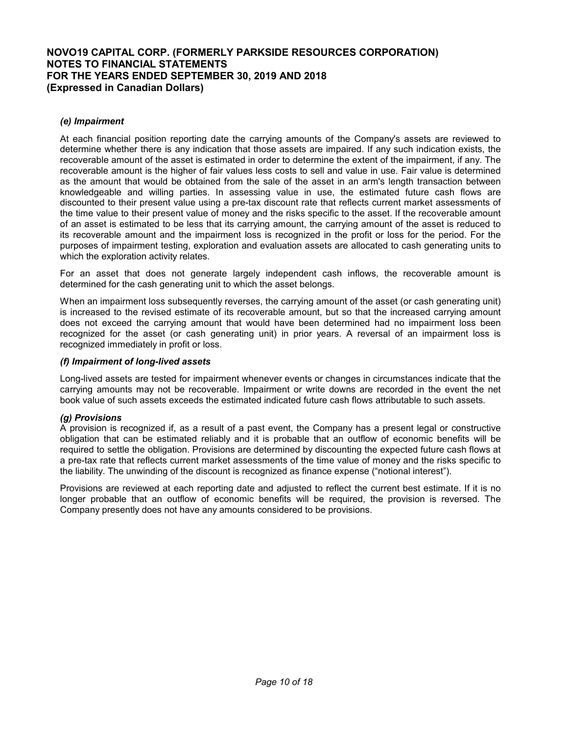### *(e) Impairment*

At each financial position reporting date the carrying amounts of the Company's assets are reviewed to determine whether there is any indication that those assets are impaired. If any such indication exists, the recoverable amount of the asset is estimated in order to determine the extent of the impairment, if any. The recoverable amount is the higher of fair values less costs to sell and value in use. Fair value is determined as the amount that would be obtained from the sale of the asset in an arm's length transaction between knowledgeable and willing parties. In assessing value in use, the estimated future cash flows are discounted to their present value using a pre-tax discount rate that reflects current market assessments of the time value to their present value of money and the risks specific to the asset. If the recoverable amount of an asset is estimated to be less that its carrying amount, the carrying amount of the asset is reduced to its recoverable amount and the impairment loss is recognized in the profit or loss for the period. For the purposes of impairment testing, exploration and evaluation assets are allocated to cash generating units to which the exploration activity relates.

For an asset that does not generate largely independent cash inflows, the recoverable amount is determined for the cash generating unit to which the asset belongs.

When an impairment loss subsequently reverses, the carrying amount of the asset (or cash generating unit) is increased to the revised estimate of its recoverable amount, but so that the increased carrying amount does not exceed the carrying amount that would have been determined had no impairment loss been recognized for the asset (or cash generating unit) in prior years. A reversal of an impairment loss is recognized immediately in profit or loss.

### *(f) Impairment of long-lived assets*

Long-lived assets are tested for impairment whenever events or changes in circumstances indicate that the carrying amounts may not be recoverable. Impairment or write downs are recorded in the event the net book value of such assets exceeds the estimated indicated future cash flows attributable to such assets.

### *(g) Provisions*

A provision is recognized if, as a result of a past event, the Company has a present legal or constructive obligation that can be estimated reliably and it is probable that an outflow of economic benefits will be required to settle the obligation. Provisions are determined by discounting the expected future cash flows at a pre-tax rate that reflects current market assessments of the time value of money and the risks specific to the liability. The unwinding of the discount is recognized as finance expense ("notional interest").

Provisions are reviewed at each reporting date and adjusted to reflect the current best estimate. If it is no longer probable that an outflow of economic benefits will be required, the provision is reversed. The Company presently does not have any amounts considered to be provisions.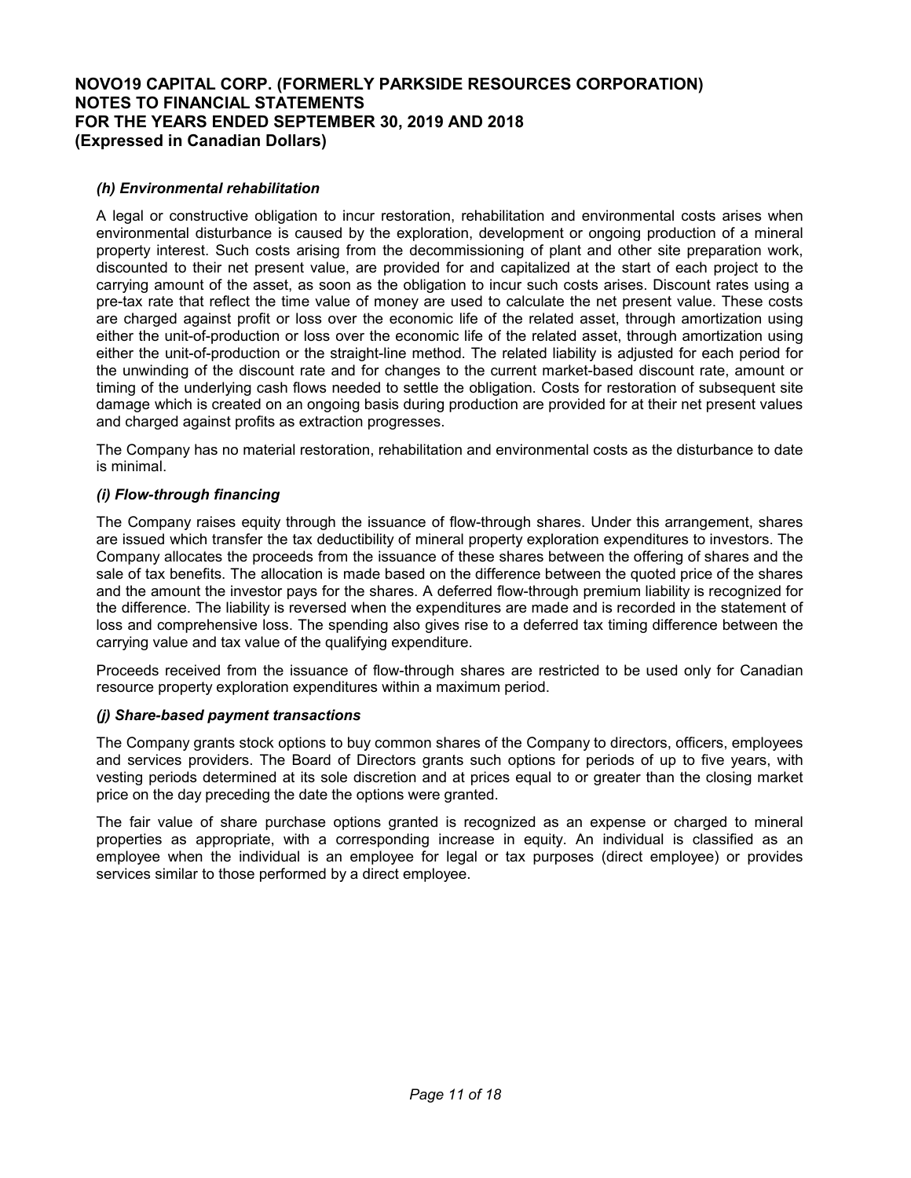### *(h) Environmental rehabilitation*

A legal or constructive obligation to incur restoration, rehabilitation and environmental costs arises when environmental disturbance is caused by the exploration, development or ongoing production of a mineral property interest. Such costs arising from the decommissioning of plant and other site preparation work, discounted to their net present value, are provided for and capitalized at the start of each project to the carrying amount of the asset, as soon as the obligation to incur such costs arises. Discount rates using a pre-tax rate that reflect the time value of money are used to calculate the net present value. These costs are charged against profit or loss over the economic life of the related asset, through amortization using either the unit-of-production or loss over the economic life of the related asset, through amortization using either the unit-of-production or the straight-line method. The related liability is adjusted for each period for the unwinding of the discount rate and for changes to the current market-based discount rate, amount or timing of the underlying cash flows needed to settle the obligation. Costs for restoration of subsequent site damage which is created on an ongoing basis during production are provided for at their net present values and charged against profits as extraction progresses.

The Company has no material restoration, rehabilitation and environmental costs as the disturbance to date is minimal.

### *(i) Flow-through financing*

The Company raises equity through the issuance of flow-through shares. Under this arrangement, shares are issued which transfer the tax deductibility of mineral property exploration expenditures to investors. The Company allocates the proceeds from the issuance of these shares between the offering of shares and the sale of tax benefits. The allocation is made based on the difference between the quoted price of the shares and the amount the investor pays for the shares. A deferred flow-through premium liability is recognized for the difference. The liability is reversed when the expenditures are made and is recorded in the statement of loss and comprehensive loss. The spending also gives rise to a deferred tax timing difference between the carrying value and tax value of the qualifying expenditure.

Proceeds received from the issuance of flow-through shares are restricted to be used only for Canadian resource property exploration expenditures within a maximum period.

### *(j) Share-based payment transactions*

The Company grants stock options to buy common shares of the Company to directors, officers, employees and services providers. The Board of Directors grants such options for periods of up to five years, with vesting periods determined at its sole discretion and at prices equal to or greater than the closing market price on the day preceding the date the options were granted.

The fair value of share purchase options granted is recognized as an expense or charged to mineral properties as appropriate, with a corresponding increase in equity. An individual is classified as an employee when the individual is an employee for legal or tax purposes (direct employee) or provides services similar to those performed by a direct employee.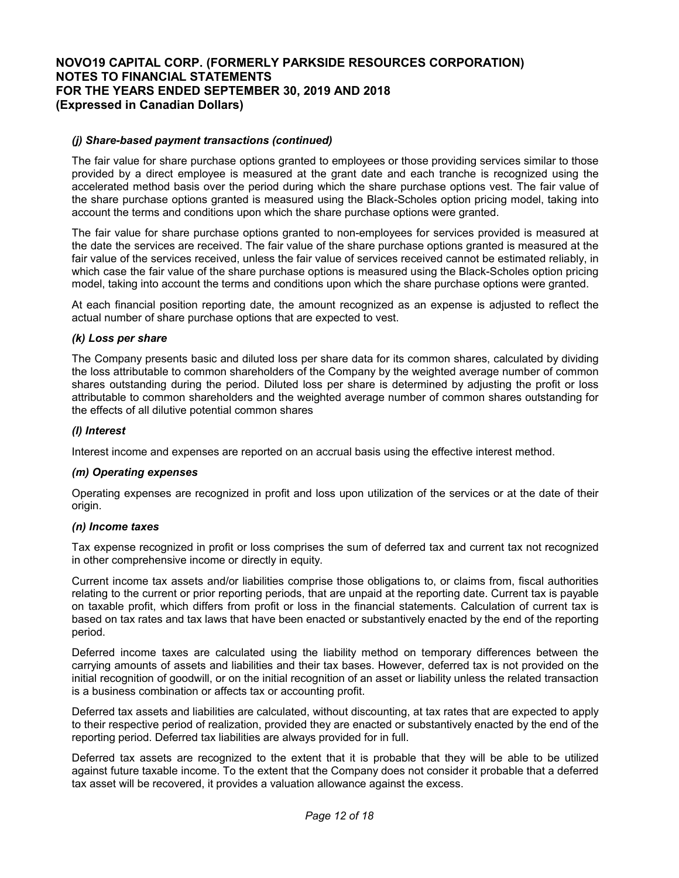#### *(j) Share-based payment transactions (continued)*

The fair value for share purchase options granted to employees or those providing services similar to those provided by a direct employee is measured at the grant date and each tranche is recognized using the accelerated method basis over the period during which the share purchase options vest. The fair value of the share purchase options granted is measured using the Black-Scholes option pricing model, taking into account the terms and conditions upon which the share purchase options were granted.

The fair value for share purchase options granted to non-employees for services provided is measured at the date the services are received. The fair value of the share purchase options granted is measured at the fair value of the services received, unless the fair value of services received cannot be estimated reliably, in which case the fair value of the share purchase options is measured using the Black-Scholes option pricing model, taking into account the terms and conditions upon which the share purchase options were granted.

At each financial position reporting date, the amount recognized as an expense is adjusted to reflect the actual number of share purchase options that are expected to vest.

#### *(k) Loss per share*

The Company presents basic and diluted loss per share data for its common shares, calculated by dividing the loss attributable to common shareholders of the Company by the weighted average number of common shares outstanding during the period. Diluted loss per share is determined by adjusting the profit or loss attributable to common shareholders and the weighted average number of common shares outstanding for the effects of all dilutive potential common shares

#### *(l) Interest*

Interest income and expenses are reported on an accrual basis using the effective interest method.

#### *(m) Operating expenses*

Operating expenses are recognized in profit and loss upon utilization of the services or at the date of their origin.

#### *(n) Income taxes*

Tax expense recognized in profit or loss comprises the sum of deferred tax and current tax not recognized in other comprehensive income or directly in equity.

Current income tax assets and/or liabilities comprise those obligations to, or claims from, fiscal authorities relating to the current or prior reporting periods, that are unpaid at the reporting date. Current tax is payable on taxable profit, which differs from profit or loss in the financial statements. Calculation of current tax is based on tax rates and tax laws that have been enacted or substantively enacted by the end of the reporting period.

Deferred income taxes are calculated using the liability method on temporary differences between the carrying amounts of assets and liabilities and their tax bases. However, deferred tax is not provided on the initial recognition of goodwill, or on the initial recognition of an asset or liability unless the related transaction is a business combination or affects tax or accounting profit.

Deferred tax assets and liabilities are calculated, without discounting, at tax rates that are expected to apply to their respective period of realization, provided they are enacted or substantively enacted by the end of the reporting period. Deferred tax liabilities are always provided for in full.

Deferred tax assets are recognized to the extent that it is probable that they will be able to be utilized against future taxable income. To the extent that the Company does not consider it probable that a deferred tax asset will be recovered, it provides a valuation allowance against the excess.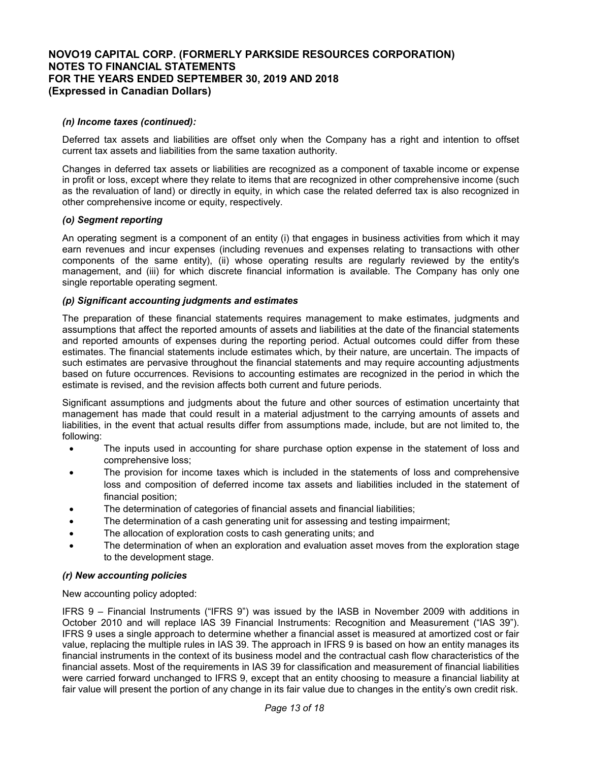### *(n) Income taxes (continued):*

Deferred tax assets and liabilities are offset only when the Company has a right and intention to offset current tax assets and liabilities from the same taxation authority.

Changes in deferred tax assets or liabilities are recognized as a component of taxable income or expense in profit or loss, except where they relate to items that are recognized in other comprehensive income (such as the revaluation of land) or directly in equity, in which case the related deferred tax is also recognized in other comprehensive income or equity, respectively.

### *(o) Segment reporting*

An operating segment is a component of an entity (i) that engages in business activities from which it may earn revenues and incur expenses (including revenues and expenses relating to transactions with other components of the same entity), (ii) whose operating results are regularly reviewed by the entity's management, and (iii) for which discrete financial information is available. The Company has only one single reportable operating segment.

### *(p) Significant accounting judgments and estimates*

The preparation of these financial statements requires management to make estimates, judgments and assumptions that affect the reported amounts of assets and liabilities at the date of the financial statements and reported amounts of expenses during the reporting period. Actual outcomes could differ from these estimates. The financial statements include estimates which, by their nature, are uncertain. The impacts of such estimates are pervasive throughout the financial statements and may require accounting adjustments based on future occurrences. Revisions to accounting estimates are recognized in the period in which the estimate is revised, and the revision affects both current and future periods.

Significant assumptions and judgments about the future and other sources of estimation uncertainty that management has made that could result in a material adjustment to the carrying amounts of assets and liabilities, in the event that actual results differ from assumptions made, include, but are not limited to, the following:

- The inputs used in accounting for share purchase option expense in the statement of loss and comprehensive loss;
- The provision for income taxes which is included in the statements of loss and comprehensive loss and composition of deferred income tax assets and liabilities included in the statement of financial position;
- The determination of categories of financial assets and financial liabilities;
- The determination of a cash generating unit for assessing and testing impairment;
- The allocation of exploration costs to cash generating units; and
- The determination of when an exploration and evaluation asset moves from the exploration stage to the development stage.

### *(r) New accounting policies*

New accounting policy adopted:

IFRS 9 – Financial Instruments ("IFRS 9") was issued by the IASB in November 2009 with additions in October 2010 and will replace IAS 39 Financial Instruments: Recognition and Measurement ("IAS 39"). IFRS 9 uses a single approach to determine whether a financial asset is measured at amortized cost or fair value, replacing the multiple rules in IAS 39. The approach in IFRS 9 is based on how an entity manages its financial instruments in the context of its business model and the contractual cash flow characteristics of the financial assets. Most of the requirements in IAS 39 for classification and measurement of financial liabilities were carried forward unchanged to IFRS 9, except that an entity choosing to measure a financial liability at fair value will present the portion of any change in its fair value due to changes in the entity's own credit risk.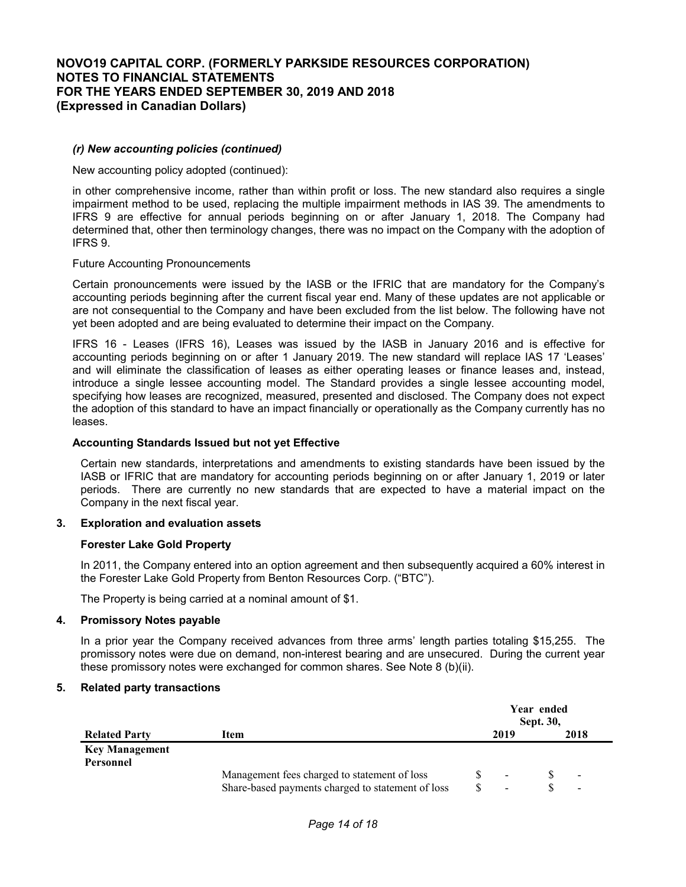*(r) New accounting policies (continued)*

New accounting policy adopted (continued):

in other comprehensive income, rather than within profit or loss. The new standard also requires a single impairment method to be used, replacing the multiple impairment methods in IAS 39. The amendments to IFRS 9 are effective for annual periods beginning on or after January 1, 2018. The Company had determined that, other then terminology changes, there was no impact on the Company with the adoption of IFRS 9.

Future Accounting Pronouncements

Certain pronouncements were issued by the IASB or the IFRIC that are mandatory for the Company's accounting periods beginning after the current fiscal year end. Many of these updates are not applicable or are not consequential to the Company and have been excluded from the list below. The following have not yet been adopted and are being evaluated to determine their impact on the Company.

IFRS 16 - Leases (IFRS 16), Leases was issued by the IASB in January 2016 and is effective for accounting periods beginning on or after 1 January 2019. The new standard will replace IAS 17 'Leases' and will eliminate the classification of leases as either operating leases or finance leases and, instead, introduce a single lessee accounting model. The Standard provides a single lessee accounting model, specifying how leases are recognized, measured, presented and disclosed. The Company does not expect the adoption of this standard to have an impact financially or operationally as the Company currently has no leases.

**Accounting Standards Issued but not yet Effective**

Certain new standards, interpretations and amendments to existing standards have been issued by the IASB or IFRIC that are mandatory for accounting periods beginning on or after January 1, 2019 or later periods. There are currently no new standards that are expected to have a material impact on the Company in the next fiscal year.

## 3. Exploration and evaluation assets

**Forester Lake Gold Property**

In 2011, the Company entered into an option agreement and then subsequently acquired a 60% interest in the Forester Lake Gold Property from Benton Resources Corp. ("BTC").

The Property is being carried at a nominal amount of $1.

## 4. Promissory Notes payable

In a prior year the Company received advances from three arms' length parties totaling $15,255. The promissory notes were due on demand, non-interest bearing and are unsecured. During the current year these promissory notes were exchanged for common shares. See Note 8 (b)(ii).

## 5. Related party transactions

| | | Year ended Sept. 30, | |
|---|---|---|---|
| **Related Party** | **Item** | **2019** | **2018** |
| **Key Management Personnel** | | | |
| | Management fees charged to statement of loss | $ - | $ - |
| | Share-based payments charged to statement of loss | $ - | $ - |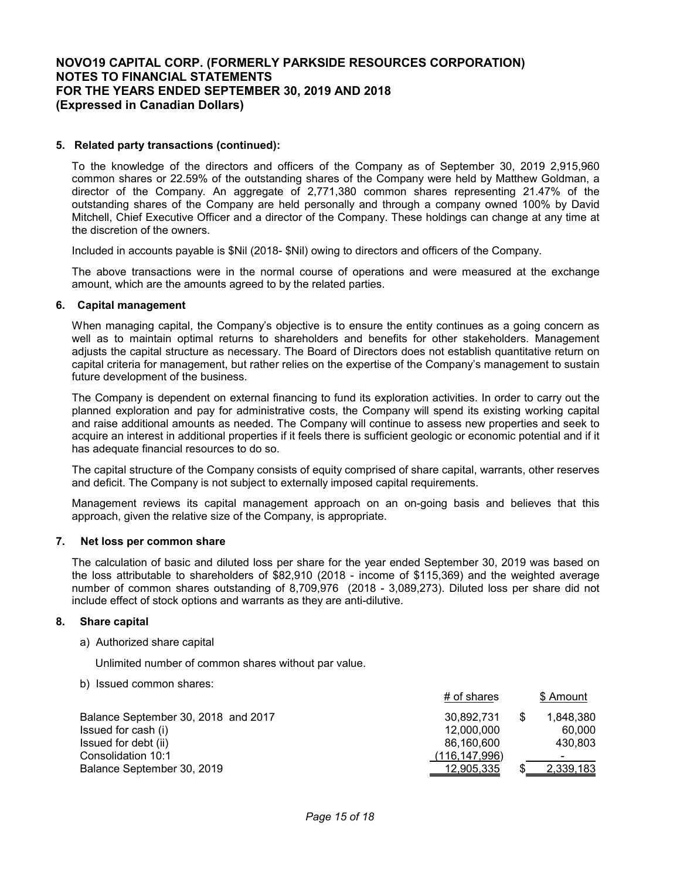### 5. Related party transactions (continued):

To the knowledge of the directors and officers of the Company as of September 30, 2019 2,915,960 common shares or 22.59% of the outstanding shares of the Company were held by Matthew Goldman, a director of the Company. An aggregate of 2,771,380 common shares representing 21.47% of the outstanding shares of the Company are held personally and through a company owned 100% by David Mitchell, Chief Executive Officer and a director of the Company. These holdings can change at any time at the discretion of the owners.

Included in accounts payable is $Nil (2018- $Nil) owing to directors and officers of the Company.

The above transactions were in the normal course of operations and were measured at the exchange amount, which are the amounts agreed to by the related parties.

### 6. Capital management

When managing capital, the Company's objective is to ensure the entity continues as a going concern as well as to maintain optimal returns to shareholders and benefits for other stakeholders. Management adjusts the capital structure as necessary. The Board of Directors does not establish quantitative return on capital criteria for management, but rather relies on the expertise of the Company's management to sustain future development of the business.

The Company is dependent on external financing to fund its exploration activities. In order to carry out the planned exploration and pay for administrative costs, the Company will spend its existing working capital and raise additional amounts as needed. The Company will continue to assess new properties and seek to acquire an interest in additional properties if it feels there is sufficient geologic or economic potential and if it has adequate financial resources to do so.

The capital structure of the Company consists of equity comprised of share capital, warrants, other reserves and deficit. The Company is not subject to externally imposed capital requirements.

Management reviews its capital management approach on an on-going basis and believes that this approach, given the relative size of the Company, is appropriate.

### 7. Net loss per common share

The calculation of basic and diluted loss per share for the year ended September 30, 2019 was based on the loss attributable to shareholders of $82,910 (2018 - income of $115,369) and the weighted average number of common shares outstanding of 8,709,976 (2018 - 3,089,273). Diluted loss per share did not include effect of stock options and warrants as they are anti-dilutive.

### 8. Share capital

a) Authorized share capital

Unlimited number of common shares without par value.

b) Issued common shares:

| | # of shares | $ Amount |
|---|---|---|
| Balance September 30, 2018 and 2017 | 30,892,731 | $ 1,848,380 |
| Issued for cash (i) | 12,000,000 | 60,000 |
| Issued for debt (ii) | 86,160,600 | 430,803 |
| Consolidation 10:1 | (116,147,996) | - |
| Balance September 30, 2019 | 12,905,335 | $ 2,339,183 |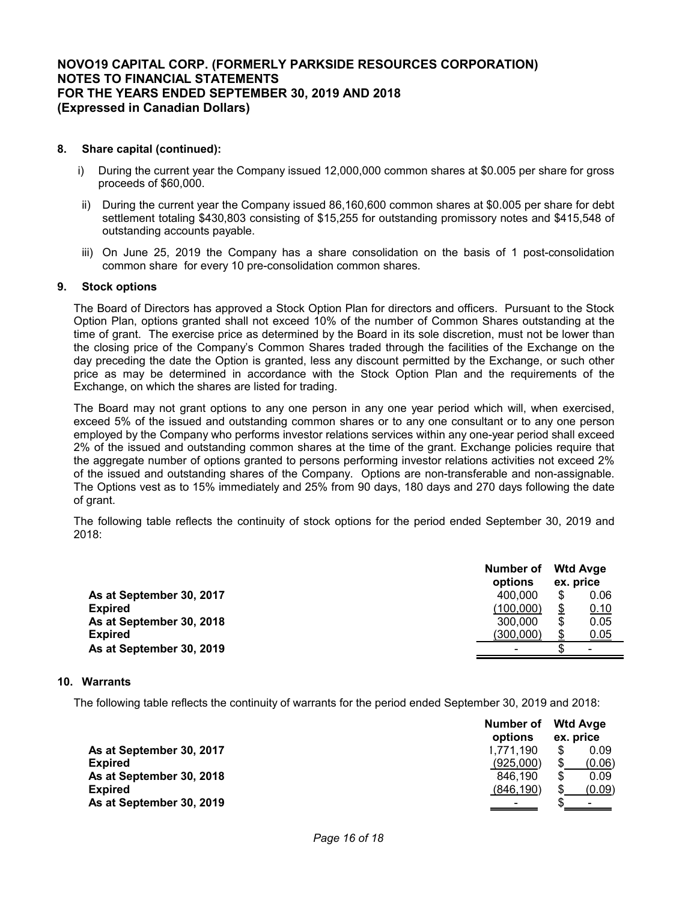**8. Share capital (continued):**

i) During the current year the Company issued 12,000,000 common shares at $0.005 per share for gross proceeds of $60,000.

ii) During the current year the Company issued 86,160,600 common shares at $0.005 per share for debt settlement totaling $430,803 consisting of $15,255 for outstanding promissory notes and $415,548 of outstanding accounts payable.

iii) On June 25, 2019 the Company has a share consolidation on the basis of 1 post-consolidation common share for every 10 pre-consolidation common shares.

**9. Stock options**

The Board of Directors has approved a Stock Option Plan for directors and officers. Pursuant to the Stock Option Plan, options granted shall not exceed 10% of the number of Common Shares outstanding at the time of grant. The exercise price as determined by the Board in its sole discretion, must not be lower than the closing price of the Company's Common Shares traded through the facilities of the Exchange on the day preceding the date the Option is granted, less any discount permitted by the Exchange, or such other price as may be determined in accordance with the Stock Option Plan and the requirements of the Exchange, on which the shares are listed for trading.

The Board may not grant options to any one person in any one year period which will, when exercised, exceed 5% of the issued and outstanding common shares or to any one consultant or to any one person employed by the Company who performs investor relations services within any one-year period shall exceed 2% of the issued and outstanding common shares at the time of the grant. Exchange policies require that the aggregate number of options granted to persons performing investor relations activities not exceed 2% of the issued and outstanding shares of the Company. Options are non-transferable and non-assignable. The Options vest as to 15% immediately and 25% from 90 days, 180 days and 270 days following the date of grant.

The following table reflects the continuity of stock options for the period ended September 30, 2019 and 2018:

| | Number of options | Wtd Avge ex. price |
|---|---|---|
| **As at September 30, 2017** | 400,000 | $ 0.06 |
| **Expired** | (100,000) | $ 0.10 |
| **As at September 30, 2018** | 300,000 | $ 0.05 |
| **Expired** | (300,000) | $ 0.05 |
| **As at September 30, 2019** | - | $ - |

**10. Warrants**

The following table reflects the continuity of warrants for the period ended September 30, 2019 and 2018:

| | Number of options | Wtd Avge ex. price |
|---|---|---|
| **As at September 30, 2017** | 1,771,190 | $ 0.09 |
| **Expired** | (925,000) | $ (0.06) |
| **As at September 30, 2018** | 846,190 | $ 0.09 |
| **Expired** | (846,190) | $ (0.09) |
| **As at September 30, 2019** | - | $ - |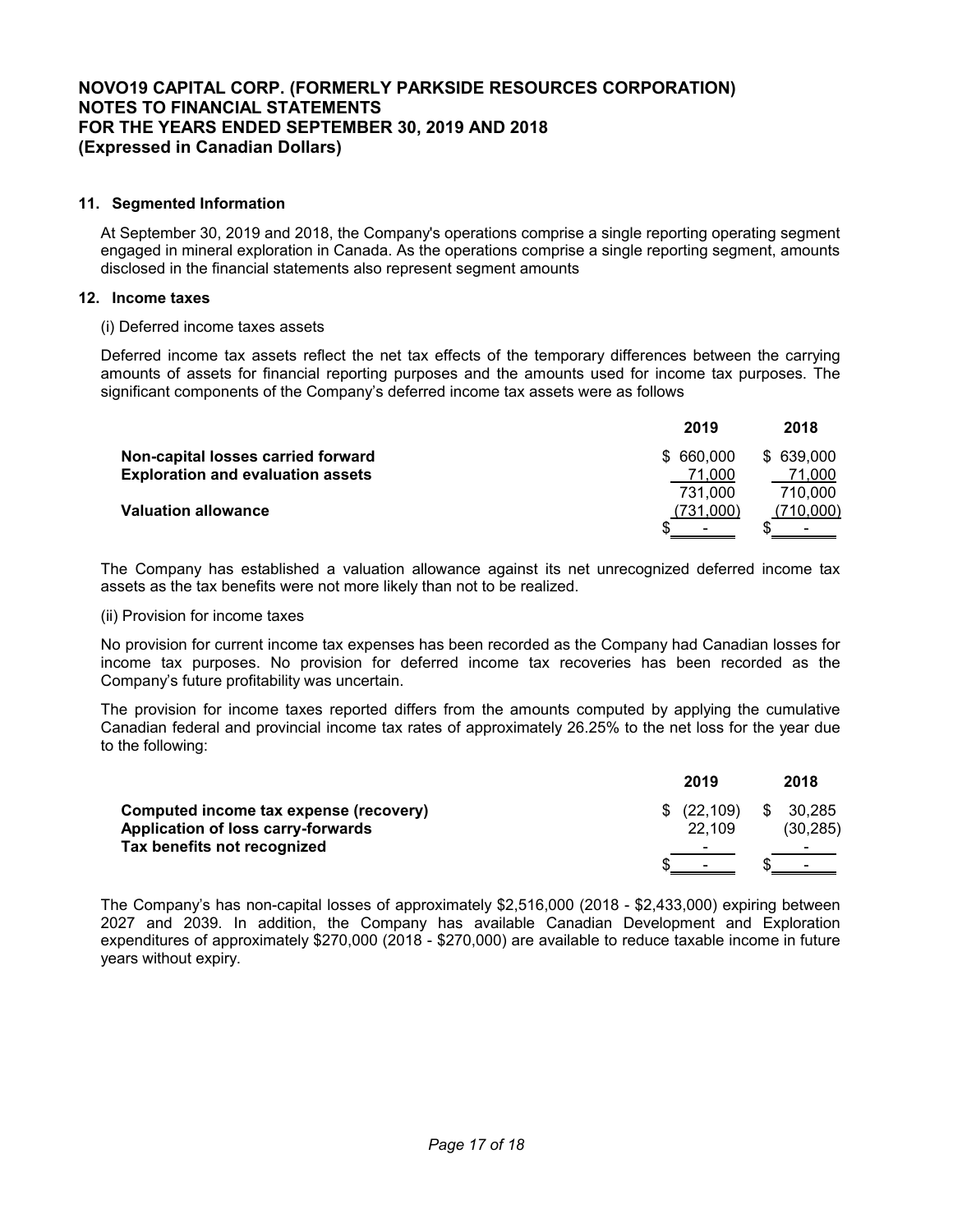### 11. Segmented Information

At September 30, 2019 and 2018, the Company's operations comprise a single reporting operating segment engaged in mineral exploration in Canada. As the operations comprise a single reporting segment, amounts disclosed in the financial statements also represent segment amounts

### 12. Income taxes

(i) Deferred income taxes assets

Deferred income tax assets reflect the net tax effects of the temporary differences between the carrying amounts of assets for financial reporting purposes and the amounts used for income tax purposes. The significant components of the Company's deferred income tax assets were as follows

| | 2019 | 2018 |
|---|---|---|
| **Non-capital losses carried forward** | $ 660,000 | $ 639,000 |
| **Exploration and evaluation assets** | 71,000 | 71,000 |
| | 731,000 | 710,000 |
| **Valuation allowance** | (731,000) | (710,000) |
| | $ - | $ - |

The Company has established a valuation allowance against its net unrecognized deferred income tax assets as the tax benefits were not more likely than not to be realized.

(ii) Provision for income taxes

No provision for current income tax expenses has been recorded as the Company had Canadian losses for income tax purposes. No provision for deferred income tax recoveries has been recorded as the Company's future profitability was uncertain.

The provision for income taxes reported differs from the amounts computed by applying the cumulative Canadian federal and provincial income tax rates of approximately 26.25% to the net loss for the year due to the following:

| | 2019 | 2018 |
|---|---|---|
| **Computed income tax expense (recovery)** | $ (22,109) | $ 30,285 |
| **Application of loss carry-forwards** | 22,109 | (30,285) |
| **Tax benefits not recognized** | - | - |
| | $ - | $ - |

The Company's has non-capital losses of approximately $2,516,000 (2018 - $2,433,000) expiring between 2027 and 2039. In addition, the Company has available Canadian Development and Exploration expenditures of approximately $270,000 (2018 - $270,000) are available to reduce taxable income in future years without expiry.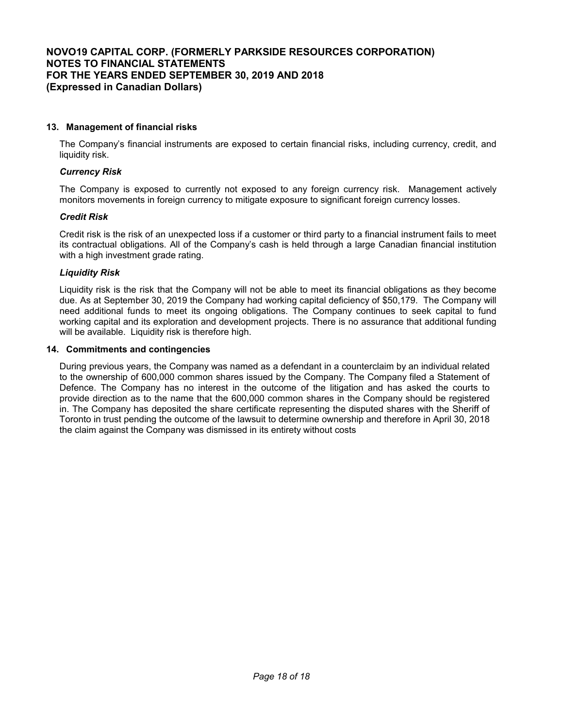## 13. Management of financial risks

The Company's financial instruments are exposed to certain financial risks, including currency, credit, and liquidity risk.

### *Currency Risk*

The Company is exposed to currently not exposed to any foreign currency risk. Management actively monitors movements in foreign currency to mitigate exposure to significant foreign currency losses.

### *Credit Risk*

Credit risk is the risk of an unexpected loss if a customer or third party to a financial instrument fails to meet its contractual obligations. All of the Company's cash is held through a large Canadian financial institution with a high investment grade rating.

### *Liquidity Risk*

Liquidity risk is the risk that the Company will not be able to meet its financial obligations as they become due. As at September 30, 2019 the Company had working capital deficiency of $50,179. The Company will need additional funds to meet its ongoing obligations. The Company continues to seek capital to fund working capital and its exploration and development projects. There is no assurance that additional funding will be available. Liquidity risk is therefore high.

## 14. Commitments and contingencies

During previous years, the Company was named as a defendant in a counterclaim by an individual related to the ownership of 600,000 common shares issued by the Company. The Company filed a Statement of Defence. The Company has no interest in the outcome of the litigation and has asked the courts to provide direction as to the name that the 600,000 common shares in the Company should be registered in. The Company has deposited the share certificate representing the disputed shares with the Sheriff of Toronto in trust pending the outcome of the lawsuit to determine ownership and therefore in April 30, 2018 the claim against the Company was dismissed in its entirety without costs